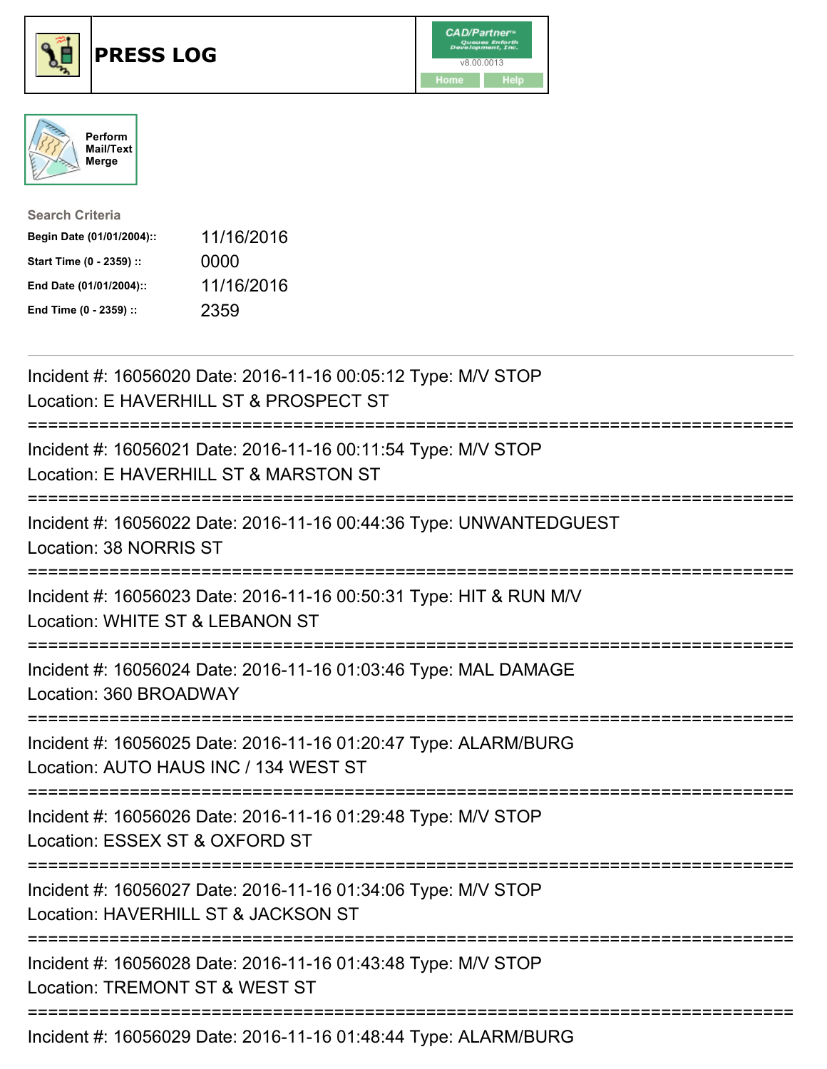# PRESS LOG

CAD/Partner™ v8.00.0013

Home | Help

Perform Mail/Text Merge

**Search Criteria**

| | |
|---|---|
| **Begin Date (01/01/2004)::** | 11/16/2016 |
| **Start Time (0 - 2359) ::** | 0000 |
| **End Date (01/01/2004)::** | 11/16/2016 |
| **End Time (0 - 2359) ::** | 2359 |

---

Incident #: 16056020 Date: 2016-11-16 00:05:12 Type: M/V STOP
Location: E HAVERHILL ST & PROSPECT ST

===========================================================================

Incident #: 16056021 Date: 2016-11-16 00:11:54 Type: M/V STOP
Location: E HAVERHILL ST & MARSTON ST

===========================================================================

Incident #: 16056022 Date: 2016-11-16 00:44:36 Type: UNWANTEDGUEST
Location: 38 NORRIS ST

===========================================================================

Incident #: 16056023 Date: 2016-11-16 00:50:31 Type: HIT & RUN M/V
Location: WHITE ST & LEBANON ST

===========================================================================

Incident #: 16056024 Date: 2016-11-16 01:03:46 Type: MAL DAMAGE
Location: 360 BROADWAY

===========================================================================

Incident #: 16056025 Date: 2016-11-16 01:20:47 Type: ALARM/BURG
Location: AUTO HAUS INC / 134 WEST ST

===========================================================================

Incident #: 16056026 Date: 2016-11-16 01:29:48 Type: M/V STOP
Location: ESSEX ST & OXFORD ST

===========================================================================

Incident #: 16056027 Date: 2016-11-16 01:34:06 Type: M/V STOP
Location: HAVERHILL ST & JACKSON ST

===========================================================================

Incident #: 16056028 Date: 2016-11-16 01:43:48 Type: M/V STOP
Location: TREMONT ST & WEST ST

===========================================================================

Incident #: 16056029 Date: 2016-11-16 01:48:44 Type: ALARM/BURG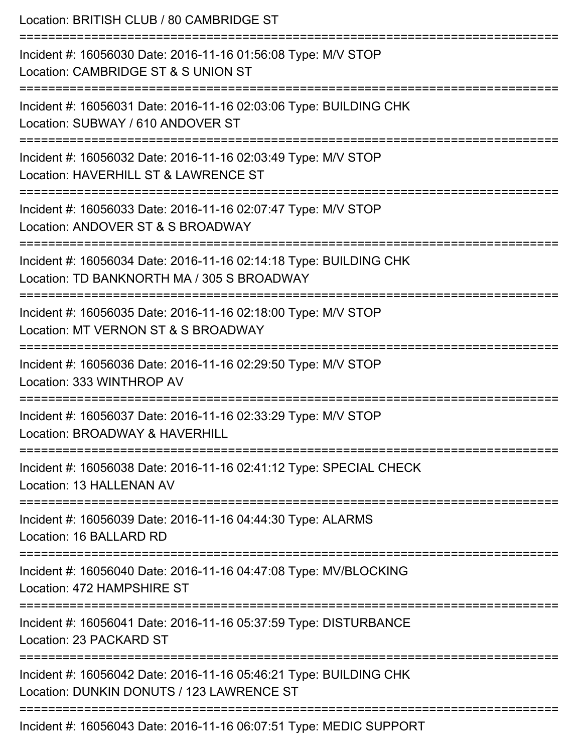Location: BRITISH CLUB / 80 CAMBRIDGE ST

===========================================================================

Incident #: 16056030 Date: 2016-11-16 01:56:08 Type: M/V STOP
Location: CAMBRIDGE ST & S UNION ST

===========================================================================

Incident #: 16056031 Date: 2016-11-16 02:03:06 Type: BUILDING CHK
Location: SUBWAY / 610 ANDOVER ST

===========================================================================

Incident #: 16056032 Date: 2016-11-16 02:03:49 Type: M/V STOP
Location: HAVERHILL ST & LAWRENCE ST

===========================================================================

Incident #: 16056033 Date: 2016-11-16 02:07:47 Type: M/V STOP
Location: ANDOVER ST & S BROADWAY

===========================================================================

Incident #: 16056034 Date: 2016-11-16 02:14:18 Type: BUILDING CHK
Location: TD BANKNORTH MA / 305 S BROADWAY

===========================================================================

Incident #: 16056035 Date: 2016-11-16 02:18:00 Type: M/V STOP
Location: MT VERNON ST & S BROADWAY

===========================================================================

Incident #: 16056036 Date: 2016-11-16 02:29:50 Type: M/V STOP
Location: 333 WINTHROP AV

===========================================================================

Incident #: 16056037 Date: 2016-11-16 02:33:29 Type: M/V STOP
Location: BROADWAY & HAVERHILL

===========================================================================

Incident #: 16056038 Date: 2016-11-16 02:41:12 Type: SPECIAL CHECK
Location: 13 HALLENAN AV

===========================================================================

Incident #: 16056039 Date: 2016-11-16 04:44:30 Type: ALARMS
Location: 16 BALLARD RD

===========================================================================

Incident #: 16056040 Date: 2016-11-16 04:47:08 Type: MV/BLOCKING
Location: 472 HAMPSHIRE ST

===========================================================================

Incident #: 16056041 Date: 2016-11-16 05:37:59 Type: DISTURBANCE
Location: 23 PACKARD ST

===========================================================================

Incident #: 16056042 Date: 2016-11-16 05:46:21 Type: BUILDING CHK
Location: DUNKIN DONUTS / 123 LAWRENCE ST

===========================================================================

Incident #: 16056043 Date: 2016-11-16 06:07:51 Type: MEDIC SUPPORT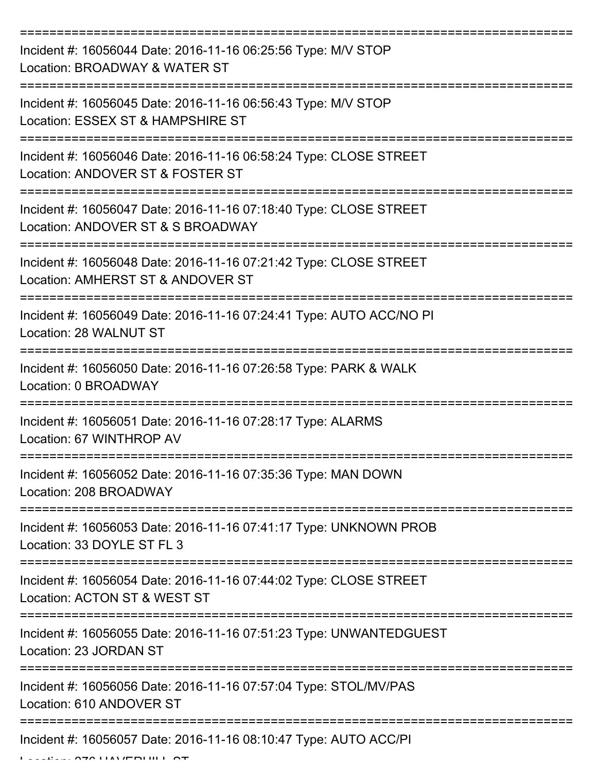===========================================================================

Incident #: 16056044 Date: 2016-11-16 06:25:56 Type: M/V STOP
Location: BROADWAY & WATER ST

===========================================================================

Incident #: 16056045 Date: 2016-11-16 06:56:43 Type: M/V STOP
Location: ESSEX ST & HAMPSHIRE ST

===========================================================================

Incident #: 16056046 Date: 2016-11-16 06:58:24 Type: CLOSE STREET
Location: ANDOVER ST & FOSTER ST

===========================================================================

Incident #: 16056047 Date: 2016-11-16 07:18:40 Type: CLOSE STREET
Location: ANDOVER ST & S BROADWAY

===========================================================================

Incident #: 16056048 Date: 2016-11-16 07:21:42 Type: CLOSE STREET
Location: AMHERST ST & ANDOVER ST

===========================================================================

Incident #: 16056049 Date: 2016-11-16 07:24:41 Type: AUTO ACC/NO PI
Location: 28 WALNUT ST

===========================================================================

Incident #: 16056050 Date: 2016-11-16 07:26:58 Type: PARK & WALK
Location: 0 BROADWAY

===========================================================================

Incident #: 16056051 Date: 2016-11-16 07:28:17 Type: ALARMS
Location: 67 WINTHROP AV

===========================================================================

Incident #: 16056052 Date: 2016-11-16 07:35:36 Type: MAN DOWN
Location: 208 BROADWAY

===========================================================================

Incident #: 16056053 Date: 2016-11-16 07:41:17 Type: UNKNOWN PROB
Location: 33 DOYLE ST FL 3

===========================================================================

Incident #: 16056054 Date: 2016-11-16 07:44:02 Type: CLOSE STREET
Location: ACTON ST & WEST ST

===========================================================================

Incident #: 16056055 Date: 2016-11-16 07:51:23 Type: UNWANTEDGUEST
Location: 23 JORDAN ST

===========================================================================

Incident #: 16056056 Date: 2016-11-16 07:57:04 Type: STOL/MV/PAS
Location: 610 ANDOVER ST

===========================================================================

Incident #: 16056057 Date: 2016-11-16 08:10:47 Type: AUTO ACC/PI
Location: 276 HAVERHILL ST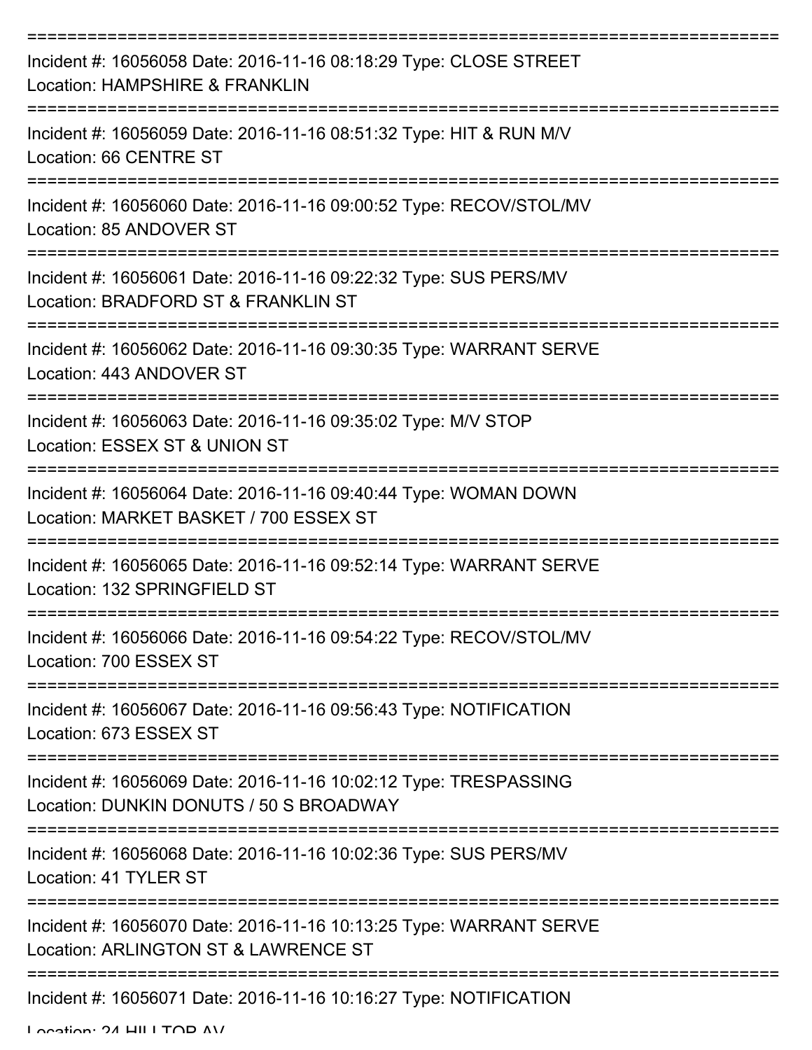===========================================================================

Incident #: 16056058 Date: 2016-11-16 08:18:29 Type: CLOSE STREET
Location: HAMPSHIRE & FRANKLIN

===========================================================================

Incident #: 16056059 Date: 2016-11-16 08:51:32 Type: HIT & RUN M/V
Location: 66 CENTRE ST

===========================================================================

Incident #: 16056060 Date: 2016-11-16 09:00:52 Type: RECOV/STOL/MV
Location: 85 ANDOVER ST

===========================================================================

Incident #: 16056061 Date: 2016-11-16 09:22:32 Type: SUS PERS/MV
Location: BRADFORD ST & FRANKLIN ST

===========================================================================

Incident #: 16056062 Date: 2016-11-16 09:30:35 Type: WARRANT SERVE
Location: 443 ANDOVER ST

===========================================================================

Incident #: 16056063 Date: 2016-11-16 09:35:02 Type: M/V STOP
Location: ESSEX ST & UNION ST

===========================================================================

Incident #: 16056064 Date: 2016-11-16 09:40:44 Type: WOMAN DOWN
Location: MARKET BASKET / 700 ESSEX ST

===========================================================================

Incident #: 16056065 Date: 2016-11-16 09:52:14 Type: WARRANT SERVE
Location: 132 SPRINGFIELD ST

===========================================================================

Incident #: 16056066 Date: 2016-11-16 09:54:22 Type: RECOV/STOL/MV
Location: 700 ESSEX ST

===========================================================================

Incident #: 16056067 Date: 2016-11-16 09:56:43 Type: NOTIFICATION
Location: 673 ESSEX ST

===========================================================================

Incident #: 16056069 Date: 2016-11-16 10:02:12 Type: TRESPASSING
Location: DUNKIN DONUTS / 50 S BROADWAY

===========================================================================

Incident #: 16056068 Date: 2016-11-16 10:02:36 Type: SUS PERS/MV
Location: 41 TYLER ST

===========================================================================

Incident #: 16056070 Date: 2016-11-16 10:13:25 Type: WARRANT SERVE
Location: ARLINGTON ST & LAWRENCE ST

===========================================================================

Incident #: 16056071 Date: 2016-11-16 10:16:27 Type: NOTIFICATION
Location: 24 HILLTOP AV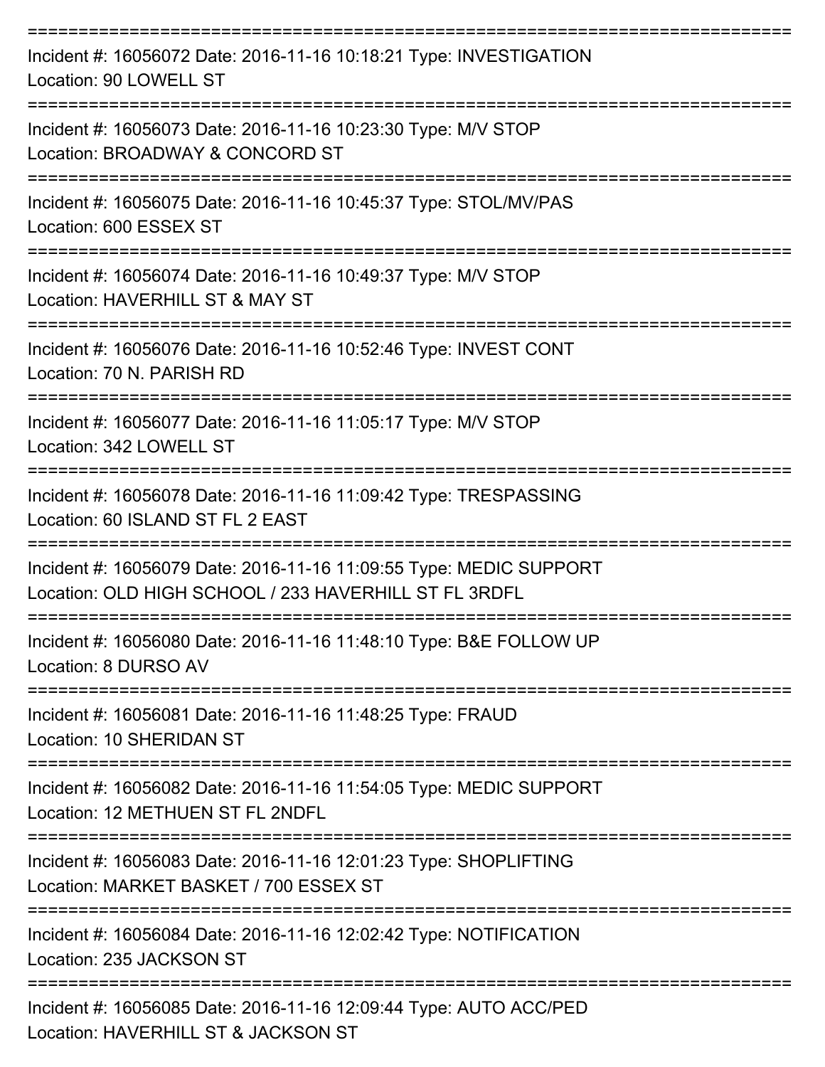===========================================================================

Incident #: 16056072 Date: 2016-11-16 10:18:21 Type: INVESTIGATION
Location: 90 LOWELL ST

===========================================================================

Incident #: 16056073 Date: 2016-11-16 10:23:30 Type: M/V STOP
Location: BROADWAY & CONCORD ST

===========================================================================

Incident #: 16056075 Date: 2016-11-16 10:45:37 Type: STOL/MV/PAS
Location: 600 ESSEX ST

===========================================================================

Incident #: 16056074 Date: 2016-11-16 10:49:37 Type: M/V STOP
Location: HAVERHILL ST & MAY ST

===========================================================================

Incident #: 16056076 Date: 2016-11-16 10:52:46 Type: INVEST CONT
Location: 70 N. PARISH RD

===========================================================================

Incident #: 16056077 Date: 2016-11-16 11:05:17 Type: M/V STOP
Location: 342 LOWELL ST

===========================================================================

Incident #: 16056078 Date: 2016-11-16 11:09:42 Type: TRESPASSING
Location: 60 ISLAND ST FL 2 EAST

===========================================================================

Incident #: 16056079 Date: 2016-11-16 11:09:55 Type: MEDIC SUPPORT
Location: OLD HIGH SCHOOL / 233 HAVERHILL ST FL 3RDFL

===========================================================================

Incident #: 16056080 Date: 2016-11-16 11:48:10 Type: B&E FOLLOW UP
Location: 8 DURSO AV

===========================================================================

Incident #: 16056081 Date: 2016-11-16 11:48:25 Type: FRAUD
Location: 10 SHERIDAN ST

===========================================================================

Incident #: 16056082 Date: 2016-11-16 11:54:05 Type: MEDIC SUPPORT
Location: 12 METHUEN ST FL 2NDFL

===========================================================================

Incident #: 16056083 Date: 2016-11-16 12:01:23 Type: SHOPLIFTING
Location: MARKET BASKET / 700 ESSEX ST

===========================================================================

Incident #: 16056084 Date: 2016-11-16 12:02:42 Type: NOTIFICATION
Location: 235 JACKSON ST

===========================================================================

Incident #: 16056085 Date: 2016-11-16 12:09:44 Type: AUTO ACC/PED
Location: HAVERHILL ST & JACKSON ST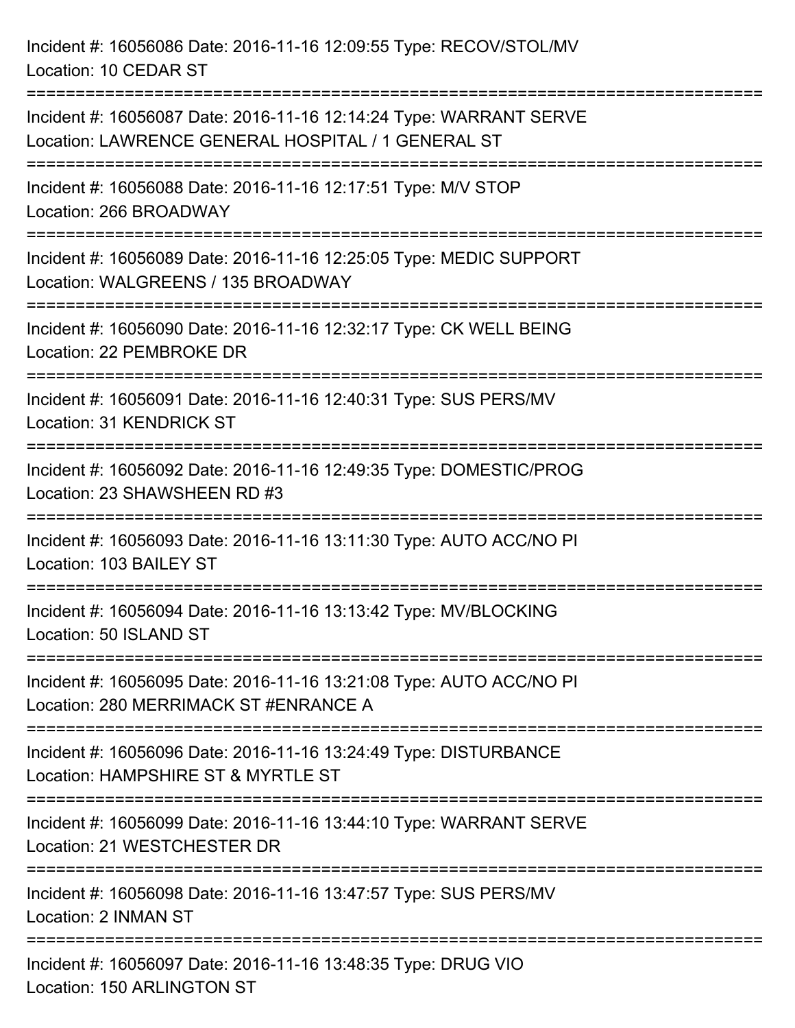Incident #: 16056086 Date: 2016-11-16 12:09:55 Type: RECOV/STOL/MV
Location: 10 CEDAR ST

===========================================================================

Incident #: 16056087 Date: 2016-11-16 12:14:24 Type: WARRANT SERVE
Location: LAWRENCE GENERAL HOSPITAL / 1 GENERAL ST

===========================================================================

Incident #: 16056088 Date: 2016-11-16 12:17:51 Type: M/V STOP
Location: 266 BROADWAY

===========================================================================

Incident #: 16056089 Date: 2016-11-16 12:25:05 Type: MEDIC SUPPORT
Location: WALGREENS / 135 BROADWAY

===========================================================================

Incident #: 16056090 Date: 2016-11-16 12:32:17 Type: CK WELL BEING
Location: 22 PEMBROKE DR

===========================================================================

Incident #: 16056091 Date: 2016-11-16 12:40:31 Type: SUS PERS/MV
Location: 31 KENDRICK ST

===========================================================================

Incident #: 16056092 Date: 2016-11-16 12:49:35 Type: DOMESTIC/PROG
Location: 23 SHAWSHEEN RD #3

===========================================================================

Incident #: 16056093 Date: 2016-11-16 13:11:30 Type: AUTO ACC/NO PI
Location: 103 BAILEY ST

===========================================================================

Incident #: 16056094 Date: 2016-11-16 13:13:42 Type: MV/BLOCKING
Location: 50 ISLAND ST

===========================================================================

Incident #: 16056095 Date: 2016-11-16 13:21:08 Type: AUTO ACC/NO PI
Location: 280 MERRIMACK ST #ENRANCE A

===========================================================================

Incident #: 16056096 Date: 2016-11-16 13:24:49 Type: DISTURBANCE
Location: HAMPSHIRE ST & MYRTLE ST

===========================================================================

Incident #: 16056099 Date: 2016-11-16 13:44:10 Type: WARRANT SERVE
Location: 21 WESTCHESTER DR

===========================================================================

Incident #: 16056098 Date: 2016-11-16 13:47:57 Type: SUS PERS/MV
Location: 2 INMAN ST

===========================================================================

Incident #: 16056097 Date: 2016-11-16 13:48:35 Type: DRUG VIO
Location: 150 ARLINGTON ST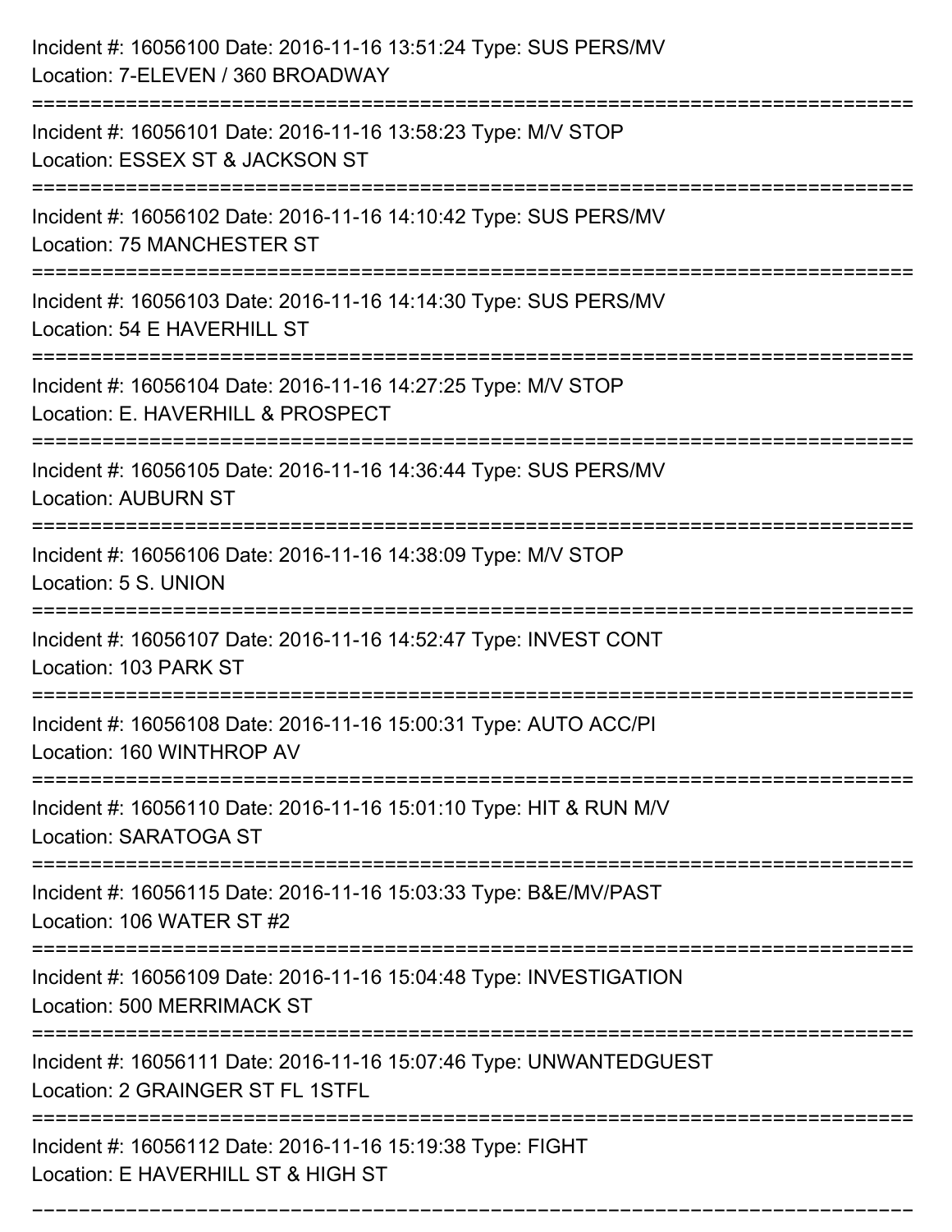Incident #: 16056100 Date: 2016-11-16 13:51:24 Type: SUS PERS/MV
Location: 7-ELEVEN / 360 BROADWAY

===========================================================================

Incident #: 16056101 Date: 2016-11-16 13:58:23 Type: M/V STOP
Location: ESSEX ST & JACKSON ST

===========================================================================

Incident #: 16056102 Date: 2016-11-16 14:10:42 Type: SUS PERS/MV
Location: 75 MANCHESTER ST

===========================================================================

Incident #: 16056103 Date: 2016-11-16 14:14:30 Type: SUS PERS/MV
Location: 54 E HAVERHILL ST

===========================================================================

Incident #: 16056104 Date: 2016-11-16 14:27:25 Type: M/V STOP
Location: E. HAVERHILL & PROSPECT

===========================================================================

Incident #: 16056105 Date: 2016-11-16 14:36:44 Type: SUS PERS/MV
Location: AUBURN ST

===========================================================================

Incident #: 16056106 Date: 2016-11-16 14:38:09 Type: M/V STOP
Location: 5 S. UNION

===========================================================================

Incident #: 16056107 Date: 2016-11-16 14:52:47 Type: INVEST CONT
Location: 103 PARK ST

===========================================================================

Incident #: 16056108 Date: 2016-11-16 15:00:31 Type: AUTO ACC/PI
Location: 160 WINTHROP AV

===========================================================================

Incident #: 16056110 Date: 2016-11-16 15:01:10 Type: HIT & RUN M/V
Location: SARATOGA ST

===========================================================================

Incident #: 16056115 Date: 2016-11-16 15:03:33 Type: B&E/MV/PAST
Location: 106 WATER ST #2

===========================================================================

Incident #: 16056109 Date: 2016-11-16 15:04:48 Type: INVESTIGATION
Location: 500 MERRIMACK ST

===========================================================================

Incident #: 16056111 Date: 2016-11-16 15:07:46 Type: UNWANTEDGUEST
Location: 2 GRAINGER ST FL 1STFL

===========================================================================

Incident #: 16056112 Date: 2016-11-16 15:19:38 Type: FIGHT
Location: E HAVERHILL ST & HIGH ST

===========================================================================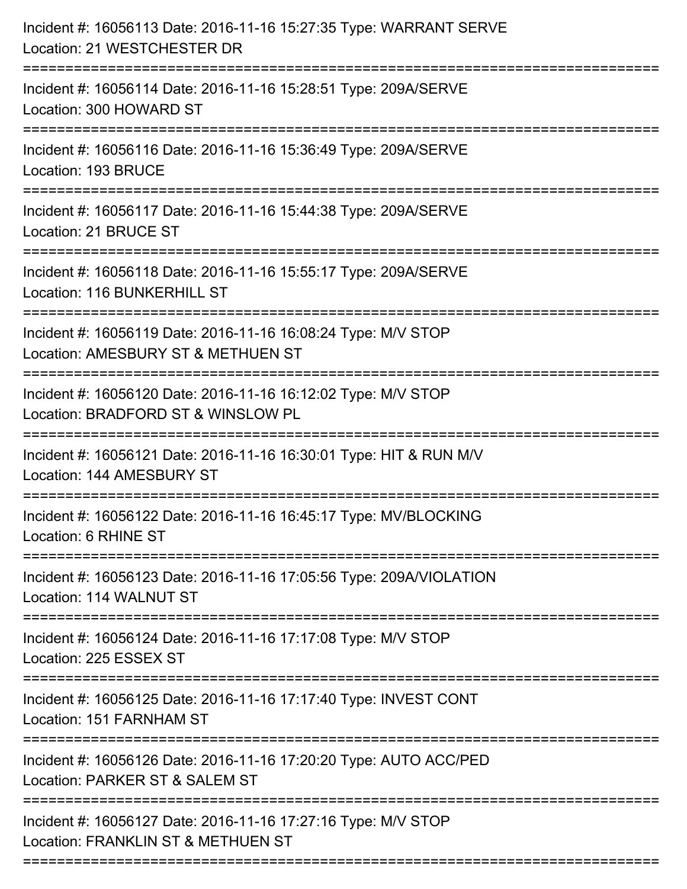Incident #: 16056113 Date: 2016-11-16 15:27:35 Type: WARRANT SERVE
Location: 21 WESTCHESTER DR

===========================================================================

Incident #: 16056114 Date: 2016-11-16 15:28:51 Type: 209A/SERVE
Location: 300 HOWARD ST

===========================================================================

Incident #: 16056116 Date: 2016-11-16 15:36:49 Type: 209A/SERVE
Location: 193 BRUCE

===========================================================================

Incident #: 16056117 Date: 2016-11-16 15:44:38 Type: 209A/SERVE
Location: 21 BRUCE ST

===========================================================================

Incident #: 16056118 Date: 2016-11-16 15:55:17 Type: 209A/SERVE
Location: 116 BUNKERHILL ST

===========================================================================

Incident #: 16056119 Date: 2016-11-16 16:08:24 Type: M/V STOP
Location: AMESBURY ST & METHUEN ST

===========================================================================

Incident #: 16056120 Date: 2016-11-16 16:12:02 Type: M/V STOP
Location: BRADFORD ST & WINSLOW PL

===========================================================================

Incident #: 16056121 Date: 2016-11-16 16:30:01 Type: HIT & RUN M/V
Location: 144 AMESBURY ST

===========================================================================

Incident #: 16056122 Date: 2016-11-16 16:45:17 Type: MV/BLOCKING
Location: 6 RHINE ST

===========================================================================

Incident #: 16056123 Date: 2016-11-16 17:05:56 Type: 209A/VIOLATION
Location: 114 WALNUT ST

===========================================================================

Incident #: 16056124 Date: 2016-11-16 17:17:08 Type: M/V STOP
Location: 225 ESSEX ST

===========================================================================

Incident #: 16056125 Date: 2016-11-16 17:17:40 Type: INVEST CONT
Location: 151 FARNHAM ST

===========================================================================

Incident #: 16056126 Date: 2016-11-16 17:20:20 Type: AUTO ACC/PED
Location: PARKER ST & SALEM ST

===========================================================================

Incident #: 16056127 Date: 2016-11-16 17:27:16 Type: M/V STOP
Location: FRANKLIN ST & METHUEN ST

===========================================================================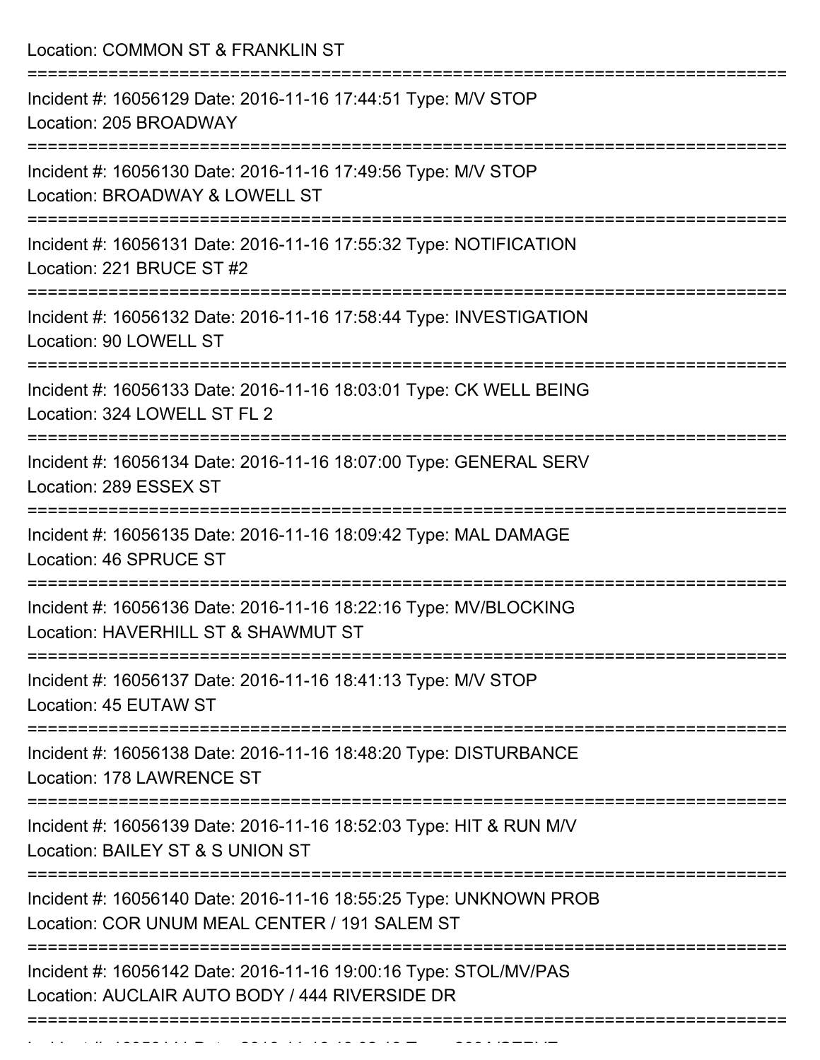Location: COMMON ST & FRANKLIN ST

===========================================================================

Incident #: 16056129 Date: 2016-11-16 17:44:51 Type: M/V STOP
Location: 205 BROADWAY

===========================================================================

Incident #: 16056130 Date: 2016-11-16 17:49:56 Type: M/V STOP
Location: BROADWAY & LOWELL ST

===========================================================================

Incident #: 16056131 Date: 2016-11-16 17:55:32 Type: NOTIFICATION
Location: 221 BRUCE ST #2

===========================================================================

Incident #: 16056132 Date: 2016-11-16 17:58:44 Type: INVESTIGATION
Location: 90 LOWELL ST

===========================================================================

Incident #: 16056133 Date: 2016-11-16 18:03:01 Type: CK WELL BEING
Location: 324 LOWELL ST FL 2

===========================================================================

Incident #: 16056134 Date: 2016-11-16 18:07:00 Type: GENERAL SERV
Location: 289 ESSEX ST

===========================================================================

Incident #: 16056135 Date: 2016-11-16 18:09:42 Type: MAL DAMAGE
Location: 46 SPRUCE ST

===========================================================================

Incident #: 16056136 Date: 2016-11-16 18:22:16 Type: MV/BLOCKING
Location: HAVERHILL ST & SHAWMUT ST

===========================================================================

Incident #: 16056137 Date: 2016-11-16 18:41:13 Type: M/V STOP
Location: 45 EUTAW ST

===========================================================================

Incident #: 16056138 Date: 2016-11-16 18:48:20 Type: DISTURBANCE
Location: 178 LAWRENCE ST

===========================================================================

Incident #: 16056139 Date: 2016-11-16 18:52:03 Type: HIT & RUN M/V
Location: BAILEY ST & S UNION ST

===========================================================================

Incident #: 16056140 Date: 2016-11-16 18:55:25 Type: UNKNOWN PROB
Location: COR UNUM MEAL CENTER / 191 SALEM ST

===========================================================================

Incident #: 16056142 Date: 2016-11-16 19:00:16 Type: STOL/MV/PAS
Location: AUCLAIR AUTO BODY / 444 RIVERSIDE DR

===========================================================================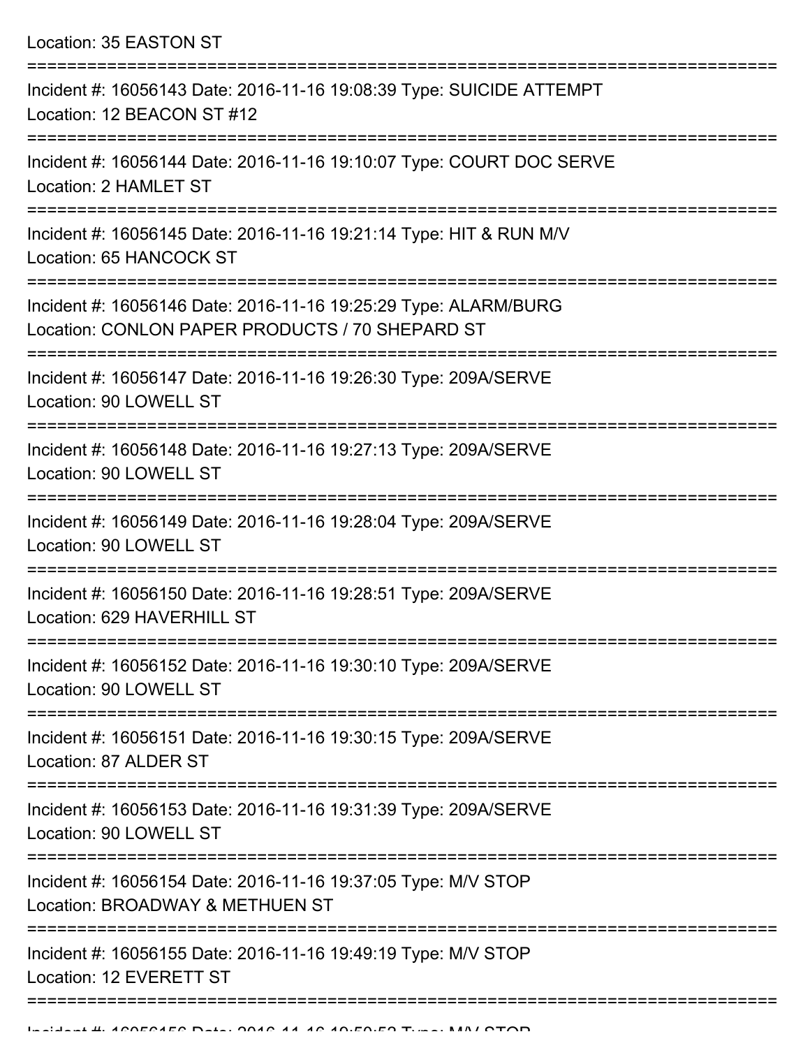Location: 35 EASTON ST

===========================================================================

Incident #: 16056143 Date: 2016-11-16 19:08:39 Type: SUICIDE ATTEMPT
Location: 12 BEACON ST #12

===========================================================================

Incident #: 16056144 Date: 2016-11-16 19:10:07 Type: COURT DOC SERVE
Location: 2 HAMLET ST

===========================================================================

Incident #: 16056145 Date: 2016-11-16 19:21:14 Type: HIT & RUN M/V
Location: 65 HANCOCK ST

===========================================================================

Incident #: 16056146 Date: 2016-11-16 19:25:29 Type: ALARM/BURG
Location: CONLON PAPER PRODUCTS / 70 SHEPARD ST

===========================================================================

Incident #: 16056147 Date: 2016-11-16 19:26:30 Type: 209A/SERVE
Location: 90 LOWELL ST

===========================================================================

Incident #: 16056148 Date: 2016-11-16 19:27:13 Type: 209A/SERVE
Location: 90 LOWELL ST

===========================================================================

Incident #: 16056149 Date: 2016-11-16 19:28:04 Type: 209A/SERVE
Location: 90 LOWELL ST

===========================================================================

Incident #: 16056150 Date: 2016-11-16 19:28:51 Type: 209A/SERVE
Location: 629 HAVERHILL ST

===========================================================================

Incident #: 16056152 Date: 2016-11-16 19:30:10 Type: 209A/SERVE
Location: 90 LOWELL ST

===========================================================================

Incident #: 16056151 Date: 2016-11-16 19:30:15 Type: 209A/SERVE
Location: 87 ALDER ST

===========================================================================

Incident #: 16056153 Date: 2016-11-16 19:31:39 Type: 209A/SERVE
Location: 90 LOWELL ST

===========================================================================

Incident #: 16056154 Date: 2016-11-16 19:37:05 Type: M/V STOP
Location: BROADWAY & METHUEN ST

===========================================================================

Incident #: 16056155 Date: 2016-11-16 19:49:19 Type: M/V STOP
Location: 12 EVERETT ST

===========================================================================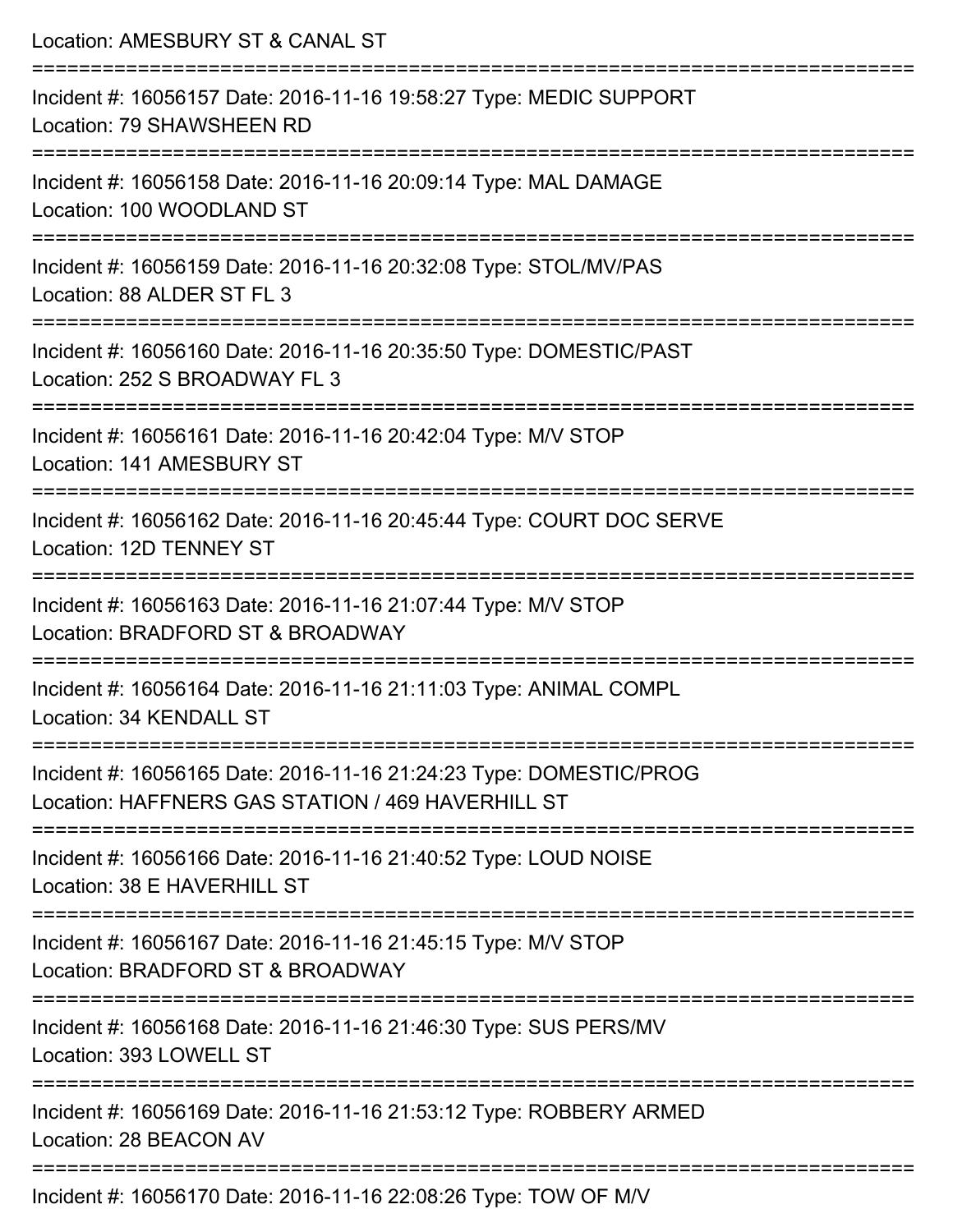Location: AMESBURY ST & CANAL ST

===========================================================================

Incident #: 16056157 Date: 2016-11-16 19:58:27 Type: MEDIC SUPPORT
Location: 79 SHAWSHEEN RD

===========================================================================

Incident #: 16056158 Date: 2016-11-16 20:09:14 Type: MAL DAMAGE
Location: 100 WOODLAND ST

===========================================================================

Incident #: 16056159 Date: 2016-11-16 20:32:08 Type: STOL/MV/PAS
Location: 88 ALDER ST FL 3

===========================================================================

Incident #: 16056160 Date: 2016-11-16 20:35:50 Type: DOMESTIC/PAST
Location: 252 S BROADWAY FL 3

===========================================================================

Incident #: 16056161 Date: 2016-11-16 20:42:04 Type: M/V STOP
Location: 141 AMESBURY ST

===========================================================================

Incident #: 16056162 Date: 2016-11-16 20:45:44 Type: COURT DOC SERVE
Location: 12D TENNEY ST

===========================================================================

Incident #: 16056163 Date: 2016-11-16 21:07:44 Type: M/V STOP
Location: BRADFORD ST & BROADWAY

===========================================================================

Incident #: 16056164 Date: 2016-11-16 21:11:03 Type: ANIMAL COMPL
Location: 34 KENDALL ST

===========================================================================

Incident #: 16056165 Date: 2016-11-16 21:24:23 Type: DOMESTIC/PROG
Location: HAFFNERS GAS STATION / 469 HAVERHILL ST

===========================================================================

Incident #: 16056166 Date: 2016-11-16 21:40:52 Type: LOUD NOISE
Location: 38 E HAVERHILL ST

===========================================================================

Incident #: 16056167 Date: 2016-11-16 21:45:15 Type: M/V STOP
Location: BRADFORD ST & BROADWAY

===========================================================================

Incident #: 16056168 Date: 2016-11-16 21:46:30 Type: SUS PERS/MV
Location: 393 LOWELL ST

===========================================================================

Incident #: 16056169 Date: 2016-11-16 21:53:12 Type: ROBBERY ARMED
Location: 28 BEACON AV

===========================================================================

Incident #: 16056170 Date: 2016-11-16 22:08:26 Type: TOW OF M/V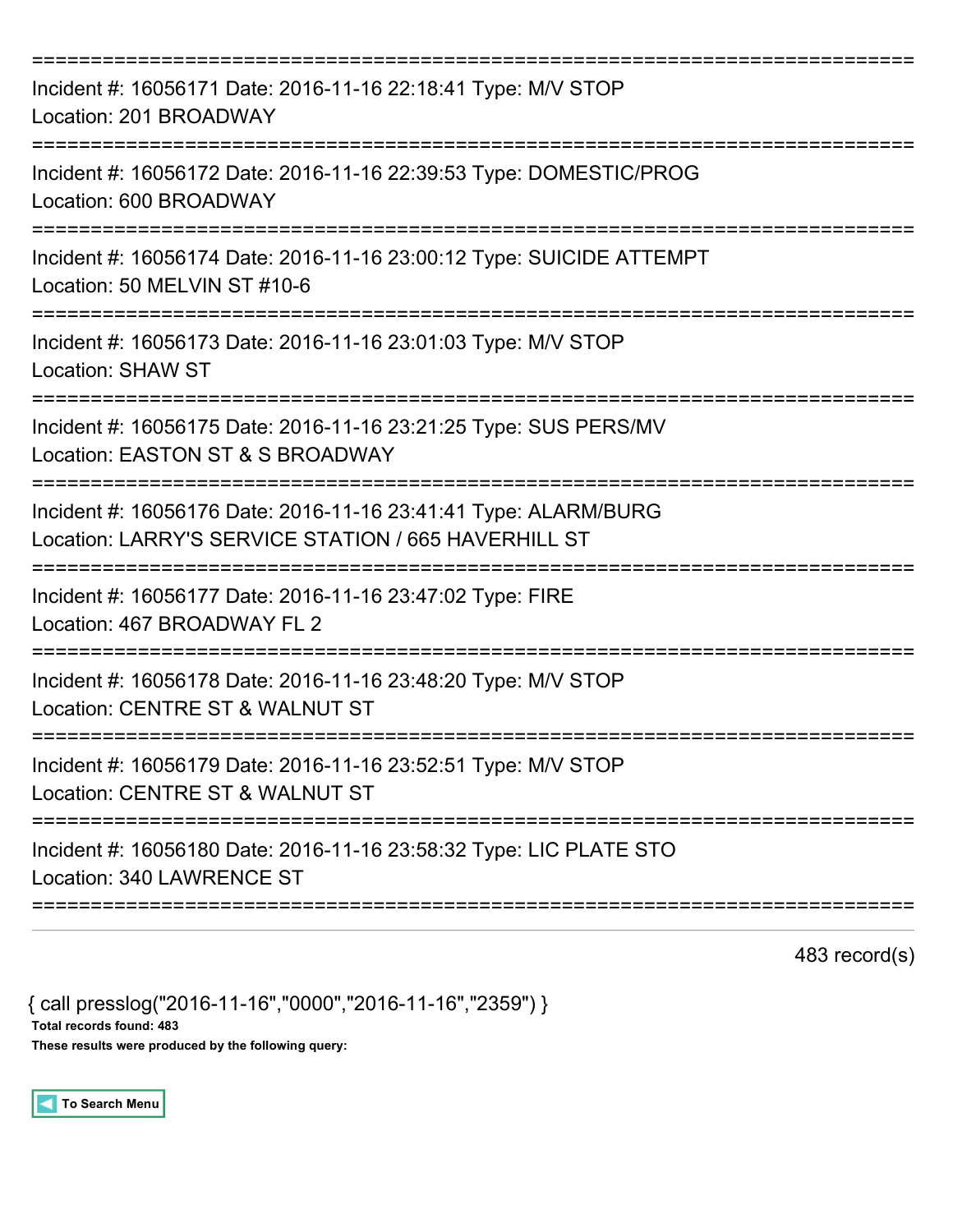===========================================================================

Incident #: 16056171 Date: 2016-11-16 22:18:41 Type: M/V STOP
Location: 201 BROADWAY

===========================================================================

Incident #: 16056172 Date: 2016-11-16 22:39:53 Type: DOMESTIC/PROG
Location: 600 BROADWAY

===========================================================================

Incident #: 16056174 Date: 2016-11-16 23:00:12 Type: SUICIDE ATTEMPT
Location: 50 MELVIN ST #10-6

===========================================================================

Incident #: 16056173 Date: 2016-11-16 23:01:03 Type: M/V STOP
Location: SHAW ST

===========================================================================

Incident #: 16056175 Date: 2016-11-16 23:21:25 Type: SUS PERS/MV
Location: EASTON ST & S BROADWAY

===========================================================================

Incident #: 16056176 Date: 2016-11-16 23:41:41 Type: ALARM/BURG
Location: LARRY'S SERVICE STATION / 665 HAVERHILL ST

===========================================================================

Incident #: 16056177 Date: 2016-11-16 23:47:02 Type: FIRE
Location: 467 BROADWAY FL 2

===========================================================================

Incident #: 16056178 Date: 2016-11-16 23:48:20 Type: M/V STOP
Location: CENTRE ST & WALNUT ST

===========================================================================

Incident #: 16056179 Date: 2016-11-16 23:52:51 Type: M/V STOP
Location: CENTRE ST & WALNUT ST

===========================================================================

Incident #: 16056180 Date: 2016-11-16 23:58:32 Type: LIC PLATE STO
Location: 340 LAWRENCE ST

===========================================================================

483 record(s)

{ call presslog("2016-11-16","0000","2016-11-16","2359") }

**Total records found: 483**

**These results were produced by the following query:**

To Search Menu